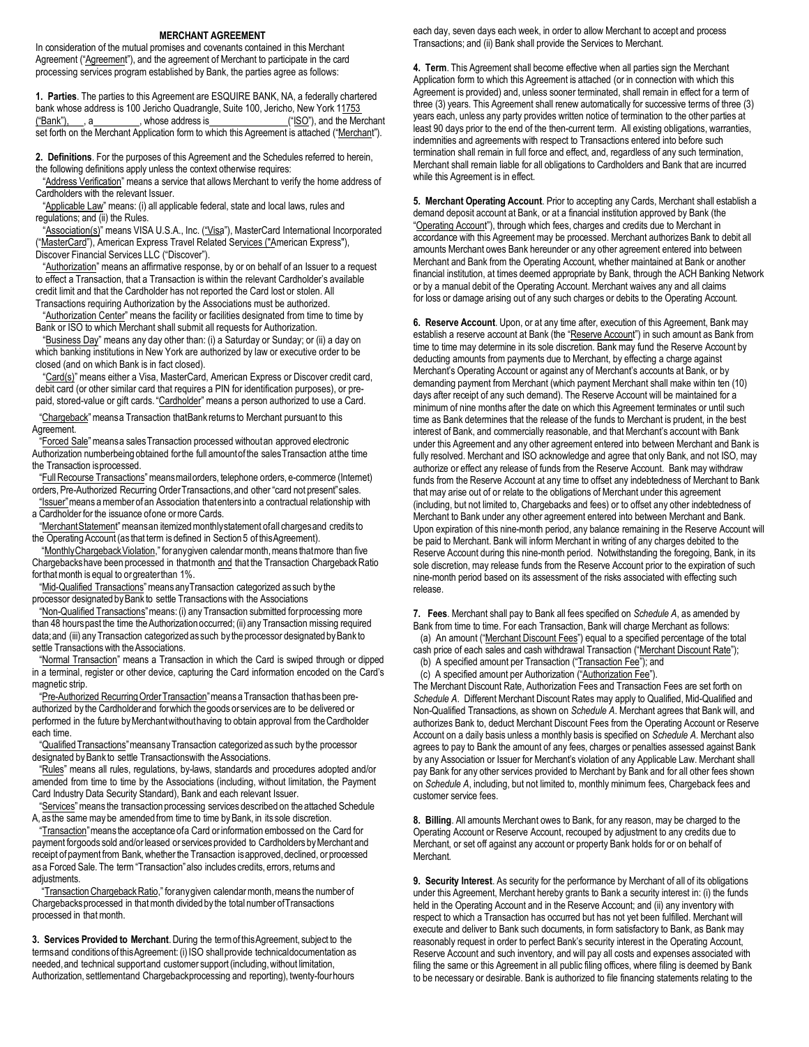# MERCHANT AGREEMENT

In consideration of the mutual promises and covenants contained in this Merchant Agreement ("Agreement"), and the agreement of Merchant to participate in the card processing services program established by Bank, the parties agree as follows:

**1. Parties**. The parties to this Agreement are ESQUIRE BANK, NA, a federally chartered bank whose address is 100 Jericho Quadrangle, Suite 100, Jericho, New York 11753 ("Bank"), ___, a _________, whose address is ________________ ("ISO"), and the Merchant set forth on the Merchant Application form to which this Agreement is attached ("Merchant").

**2. Definitions**. For the purposes of this Agreement and the Schedules referred to herein, the following definitions apply unless the context otherwise requires:

"Address Verification" means a service that allows Merchant to verify the home address of Cardholders with the relevant Issuer.

"Applicable Law" means: (i) all applicable federal, state and local laws, rules and regulations; and (ii) the Rules.

"Association(s)" means VISA U.S.A., Inc. ("Visa"), MasterCard International Incorporated ("MasterCard"), American Express Travel Related Services ("American Express"), Discover Financial Services LLC ("Discover").

"Authorization" means an affirmative response, by or on behalf of an Issuer to a request to effect a Transaction, that a Transaction is within the relevant Cardholder's available credit limit and that the Cardholder has not reported the Card lost or stolen. All Transactions requiring Authorization by the Associations must be authorized.

"Authorization Center" means the facility or facilities designated from time to time by Bank or ISO to which Merchant shall submit all requests for Authorization.

"Business Day" means any day other than: (i) a Saturday or Sunday; or (ii) a day on which banking institutions in New York are authorized by law or executive order to be closed (and on which Bank is in fact closed).

"Card(s)" means either a Visa, MasterCard, American Express or Discover credit card, debit card (or other similar card that requires a PIN for identification purposes), or pre-paid, stored-value or gift cards. "Cardholder" means a person authorized to use a Card.

"Chargeback" means a Transaction that Bank returns to Merchant pursuant to this Agreement.

"Forced Sale" means a sales Transaction processed without an approved electronic Authorization number being obtained for the full amount of the sales Transaction at the time the Transaction is processed.

"Full Recourse Transactions" means mail orders, telephone orders, e-commerce (Internet) orders, Pre-Authorized Recurring Order Transactions, and other "card not present" sales.

"Issuer" means a member of an Association that enters into a contractual relationship with a Cardholder for the issuance of one or more Cards.

"Merchant Statement" means an itemized monthly statement of all charges and credits to the Operating Account (as that term is defined in Section 5 of this Agreement).

"Monthly Chargeback Violation," for any given calendar month, means that more than five Chargebacks have been processed in that month and that the Transaction Chargeback Ratio for that month is equal to or greater than 1%.

"Mid-Qualified Transactions" means any Transaction categorized as such by the processor designated by Bank to settle Transactions with the Associations

"Non-Qualified Transactions" means: (i) any Transaction submitted for processing more than 48 hours past the time the Authorization occurred; (ii) any Transaction missing required data; and (iii) any Transaction categorized as such by the processor designated by Bank to settle Transactions with the Associations.

"Normal Transaction" means a Transaction in which the Card is swiped through or dipped in a terminal, register or other device, capturing the Card information encoded on the Card's magnetic strip.

"Pre-Authorized Recurring Order Transaction" means a Transaction that has been pre-authorized by the Cardholder and for which the goods or services are to be delivered or performed in the future by Merchant without having to obtain approval from the Cardholder each time.

"Qualified Transactions" means any Transaction categorized as such by the processor designated by Bank to settle Transactions with the Associations.

"Rules" means all rules, regulations, by-laws, standards and procedures adopted and/or amended from time to time by the Associations (including, without limitation, the Payment Card Industry Data Security Standard), Bank and each relevant Issuer.

"Services" means the transaction processing services described on the attached Schedule A, as the same may be amended from time to time by Bank, in its sole discretion.

"Transaction" means the acceptance of a Card or information embossed on the Card for payment for goods sold and/or leased or services provided to Cardholders by Merchant and receipt of payment from Bank, whether the Transaction is approved, declined, or processed as a Forced Sale. The term "Transaction" also includes credits, errors, returns and adjustments.

"Transaction Chargeback Ratio," for any given calendar month, means the number of Chargebacks processed in that month divided by the total number of Transactions processed in that month.

**3. Services Provided to Merchant**. During the term of this Agreement, subject to the terms and conditions of this Agreement: (i) ISO shall provide technical documentation as needed, and technical support and customer support (including, without limitation, Authorization, settlement and Chargeback processing and reporting), twenty-four hours each day, seven days each week, in order to allow Merchant to accept and process Transactions; and (ii) Bank shall provide the Services to Merchant.

**4. Term**. This Agreement shall become effective when all parties sign the Merchant Application form to which this Agreement is attached (or in connection with which this Agreement is provided) and, unless sooner terminated, shall remain in effect for a term of three (3) years. This Agreement shall renew automatically for successive terms of three (3) years each, unless any party provides written notice of termination to the other parties at least 90 days prior to the end of the then-current term. All existing obligations, warranties, indemnities and agreements with respect to Transactions entered into before such termination shall remain in full force and effect, and, regardless of any such termination, Merchant shall remain liable for all obligations to Cardholders and Bank that are incurred while this Agreement is in effect.

**5. Merchant Operating Account**. Prior to accepting any Cards, Merchant shall establish a demand deposit account at Bank, or at a financial institution approved by Bank (the "Operating Account"), through which fees, charges and credits due to Merchant in accordance with this Agreement may be processed. Merchant authorizes Bank to debit all amounts Merchant owes Bank hereunder or any other agreement entered into between Merchant and Bank from the Operating Account, whether maintained at Bank or another financial institution, at times deemed appropriate by Bank, through the ACH Banking Network or by a manual debit of the Operating Account. Merchant waives any and all claims for loss or damage arising out of any such charges or debits to the Operating Account.

**6. Reserve Account**. Upon, or at any time after, execution of this Agreement, Bank may establish a reserve account at Bank (the "Reserve Account") in such amount as Bank from time to time may determine in its sole discretion. Bank may fund the Reserve Account by deducting amounts from payments due to Merchant, by effecting a charge against Merchant's Operating Account or against any of Merchant's accounts at Bank, or by demanding payment from Merchant (which payment Merchant shall make within ten (10) days after receipt of any such demand). The Reserve Account will be maintained for a minimum of nine months after the date on which this Agreement terminates or until such time as Bank determines that the release of the funds to Merchant is prudent, in the best interest of Bank, and commercially reasonable, and that Merchant's account with Bank under this Agreement and any other agreement entered into between Merchant and Bank is fully resolved. Merchant and ISO acknowledge and agree that only Bank, and not ISO, may authorize or effect any release of funds from the Reserve Account. Bank may withdraw funds from the Reserve Account at any time to offset any indebtedness of Merchant to Bank that may arise out of or relate to the obligations of Merchant under this agreement (including, but not limited to, Chargebacks and fees) or to offset any other indebtedness of Merchant to Bank under any other agreement entered into between Merchant and Bank. Upon expiration of this nine-month period, any balance remaining in the Reserve Account will be paid to Merchant. Bank will inform Merchant in writing of any charges debited to the Reserve Account during this nine-month period. Notwithstanding the foregoing, Bank, in its sole discretion, may release funds from the Reserve Account prior to the expiration of such nine-month period based on its assessment of the risks associated with effecting such release.

**7. Fees**. Merchant shall pay to Bank all fees specified on *Schedule A*, as amended by Bank from time to time. For each Transaction, Bank will charge Merchant as follows:

(a) An amount ("Merchant Discount Fees") equal to a specified percentage of the total cash price of each sales and cash withdrawal Transaction ("Merchant Discount Rate");

(b) A specified amount per Transaction ("Transaction Fee"); and

(c) A specified amount per Authorization ("Authorization Fee").

The Merchant Discount Rate, Authorization Fees and Transaction Fees are set forth on *Schedule A*. Different Merchant Discount Rates may apply to Qualified, Mid-Qualified and Non-Qualified Transactions, as shown on *Schedule A*. Merchant agrees that Bank will, and authorizes Bank to, deduct Merchant Discount Fees from the Operating Account or Reserve Account on a daily basis unless a monthly basis is specified on *Schedule A*. Merchant also agrees to pay to Bank the amount of any fees, charges or penalties assessed against Bank by any Association or Issuer for Merchant's violation of any Applicable Law. Merchant shall pay Bank for any other services provided to Merchant by Bank and for all other fees shown on *Schedule A*, including, but not limited to, monthly minimum fees, Chargeback fees and customer service fees.

**8. Billing**. All amounts Merchant owes to Bank, for any reason, may be charged to the Operating Account or Reserve Account, recouped by adjustment to any credits due to Merchant, or set off against any account or property Bank holds for or on behalf of Merchant.

**9. Security Interest**. As security for the performance by Merchant of all of its obligations under this Agreement, Merchant hereby grants to Bank a security interest in: (i) the funds held in the Operating Account and in the Reserve Account; and (ii) any inventory with respect to which a Transaction has occurred but has not yet been fulfilled. Merchant will execute and deliver to Bank such documents, in form satisfactory to Bank, as Bank may reasonably request in order to perfect Bank's security interest in the Operating Account, Reserve Account and such inventory, and will pay all costs and expenses associated with filing the same or this Agreement in all public filing offices, where filing is deemed by Bank to be necessary or desirable. Bank is authorized to file financing statements relating to the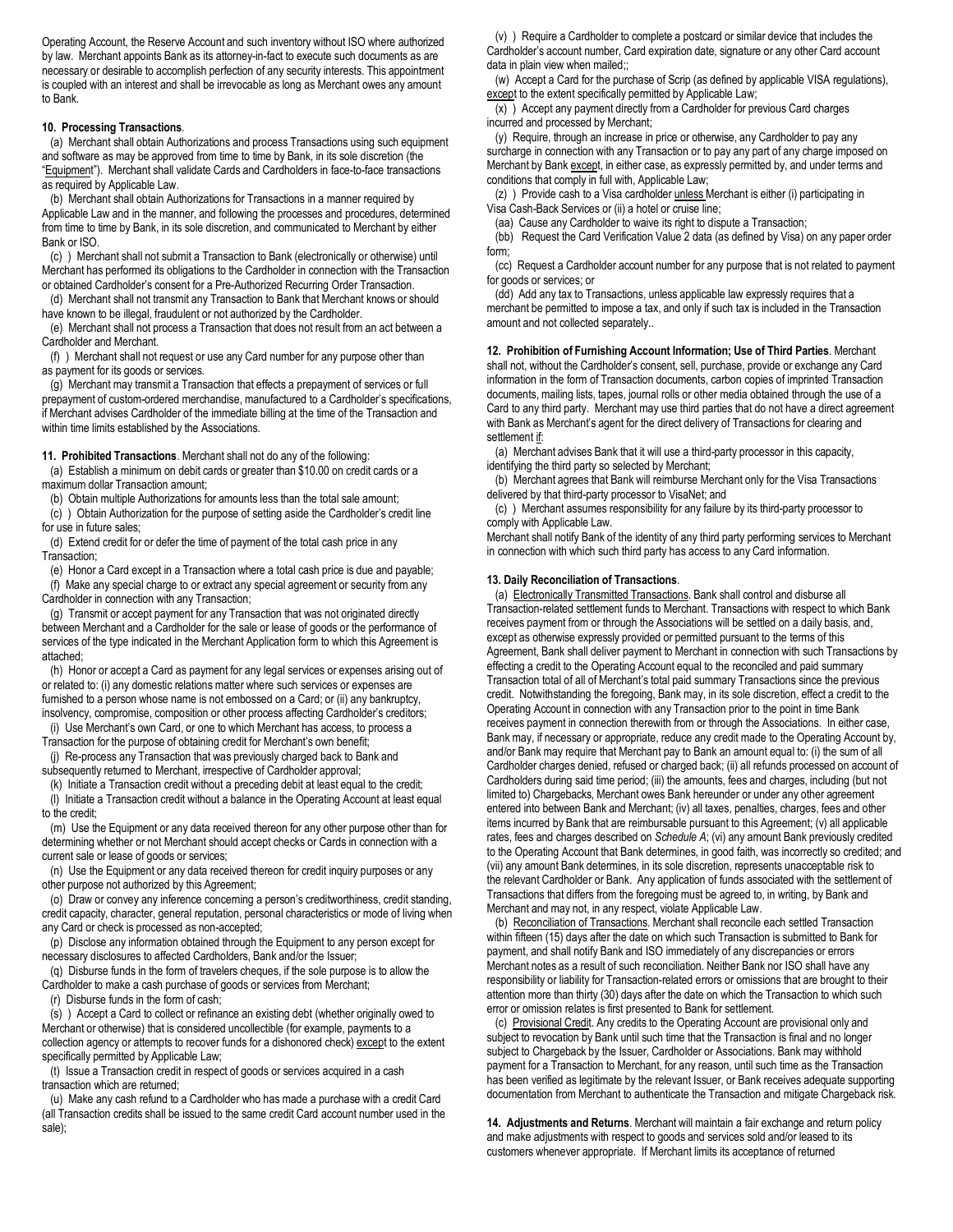Operating Account, the Reserve Account and such inventory without ISO where authorized by law. Merchant appoints Bank as its attorney-in-fact to execute such documents as are necessary or desirable to accomplish perfection of any security interests. This appointment is coupled with an interest and shall be irrevocable as long as Merchant owes any amount to Bank.

**10. Processing Transactions**.

(a) Merchant shall obtain Authorizations and process Transactions using such equipment and software as may be approved from time to time by Bank, in its sole discretion (the "Equipment"). Merchant shall validate Cards and Cardholders in face-to-face transactions as required by Applicable Law.

(b) Merchant shall obtain Authorizations for Transactions in a manner required by Applicable Law and in the manner, and following the processes and procedures, determined from time to time by Bank, in its sole discretion, and communicated to Merchant by either Bank or ISO.

(c) ) Merchant shall not submit a Transaction to Bank (electronically or otherwise) until Merchant has performed its obligations to the Cardholder in connection with the Transaction or obtained Cardholder's consent for a Pre-Authorized Recurring Order Transaction.

(d) Merchant shall not transmit any Transaction to Bank that Merchant knows or should have known to be illegal, fraudulent or not authorized by the Cardholder.

(e) Merchant shall not process a Transaction that does not result from an act between a Cardholder and Merchant.

(f) ) Merchant shall not request or use any Card number for any purpose other than as payment for its goods or services.

(g) Merchant may transmit a Transaction that effects a prepayment of services or full prepayment of custom-ordered merchandise, manufactured to a Cardholder's specifications, if Merchant advises Cardholder of the immediate billing at the time of the Transaction and within time limits established by the Associations.

**11. Prohibited Transactions**. Merchant shall not do any of the following:

(a) Establish a minimum on debit cards or greater than $10.00 on credit cards or a maximum dollar Transaction amount;

(b) Obtain multiple Authorizations for amounts less than the total sale amount;

(c) ) Obtain Authorization for the purpose of setting aside the Cardholder's credit line for use in future sales;

(d) Extend credit for or defer the time of payment of the total cash price in any Transaction;

(e) Honor a Card except in a Transaction where a total cash price is due and payable;

(f) Make any special charge to or extract any special agreement or security from any Cardholder in connection with any Transaction;

(g) Transmit or accept payment for any Transaction that was not originated directly between Merchant and a Cardholder for the sale or lease of goods or the performance of services of the type indicated in the Merchant Application form to which this Agreement is attached;

(h) Honor or accept a Card as payment for any legal services or expenses arising out of or related to: (i) any domestic relations matter where such services or expenses are furnished to a person whose name is not embossed on a Card; or (ii) any bankruptcy, insolvency, compromise, composition or other process affecting Cardholder's creditors;

(i) Use Merchant's own Card, or one to which Merchant has access, to process a Transaction for the purpose of obtaining credit for Merchant's own benefit;

(j) Re-process any Transaction that was previously charged back to Bank and subsequently returned to Merchant, irrespective of Cardholder approval;

(k) Initiate a Transaction credit without a preceding debit at least equal to the credit;

(l) Initiate a Transaction credit without a balance in the Operating Account at least equal to the credit;

(m) Use the Equipment or any data received thereon for any other purpose other than for determining whether or not Merchant should accept checks or Cards in connection with a current sale or lease of goods or services;

(n) Use the Equipment or any data received thereon for credit inquiry purposes or any other purpose not authorized by this Agreement;

(o) Draw or convey any inference concerning a person's creditworthiness, credit standing, credit capacity, character, general reputation, personal characteristics or mode of living when any Card or check is processed as non-accepted;

(p) Disclose any information obtained through the Equipment to any person except for necessary disclosures to affected Cardholders, Bank and/or the Issuer;

(q) Disburse funds in the form of travelers cheques, if the sole purpose is to allow the Cardholder to make a cash purchase of goods or services from Merchant;

(r) Disburse funds in the form of cash;

(s) ) Accept a Card to collect or refinance an existing debt (whether originally owed to Merchant or otherwise) that is considered uncollectible (for example, payments to a collection agency or attempts to recover funds for a dishonored check) except to the extent specifically permitted by Applicable Law;

(t) Issue a Transaction credit in respect of goods or services acquired in a cash transaction which are returned;

(u) Make any cash refund to a Cardholder who has made a purchase with a credit Card (all Transaction credits shall be issued to the same credit Card account number used in the sale);

(v) ) Require a Cardholder to complete a postcard or similar device that includes the Cardholder's account number, Card expiration date, signature or any other Card account data in plain view when mailed;;

(w) Accept a Card for the purchase of Scrip (as defined by applicable VISA regulations), except to the extent specifically permitted by Applicable Law;

(x) ) Accept any payment directly from a Cardholder for previous Card charges incurred and processed by Merchant;

(y) Require, through an increase in price or otherwise, any Cardholder to pay any surcharge in connection with any Transaction or to pay any part of any charge imposed on Merchant by Bank except, in either case, as expressly permitted by, and under terms and conditions that comply in full with, Applicable Law;

(z) ) Provide cash to a Visa cardholder unless Merchant is either (i) participating in Visa Cash-Back Services or (ii) a hotel or cruise line;

(aa) Cause any Cardholder to waive its right to dispute a Transaction;

(bb) Request the Card Verification Value 2 data (as defined by Visa) on any paper order form;

(cc) Request a Cardholder account number for any purpose that is not related to payment for goods or services; or

(dd) Add any tax to Transactions, unless applicable law expressly requires that a merchant be permitted to impose a tax, and only if such tax is included in the Transaction amount and not collected separately..

**12. Prohibition of Furnishing Account Information; Use of Third Parties**. Merchant shall not, without the Cardholder's consent, sell, purchase, provide or exchange any Card information in the form of Transaction documents, carbon copies of imprinted Transaction documents, mailing lists, tapes, journal rolls or other media obtained through the use of a Card to any third party. Merchant may use third parties that do not have a direct agreement with Bank as Merchant's agent for the direct delivery of Transactions for clearing and settlement if:

(a) Merchant advises Bank that it will use a third-party processor in this capacity, identifying the third party so selected by Merchant;

(b) Merchant agrees that Bank will reimburse Merchant only for the Visa Transactions delivered by that third-party processor to VisaNet; and

(c) ) Merchant assumes responsibility for any failure by its third-party processor to comply with Applicable Law.

Merchant shall notify Bank of the identity of any third party performing services to Merchant in connection with which such third party has access to any Card information.

**13. Daily Reconciliation of Transactions**.

(a) Electronically Transmitted Transactions. Bank shall control and disburse all Transaction-related settlement funds to Merchant. Transactions with respect to which Bank receives payment from or through the Associations will be settled on a daily basis, and, except as otherwise expressly provided or permitted pursuant to the terms of this Agreement, Bank shall deliver payment to Merchant in connection with such Transactions by effecting a credit to the Operating Account equal to the reconciled and paid summary Transaction total of all of Merchant's total paid summary Transactions since the previous credit. Notwithstanding the foregoing, Bank may, in its sole discretion, effect a credit to the Operating Account in connection with any Transaction prior to the point in time Bank receives payment in connection therewith from or through the Associations. In either case, Bank may, if necessary or appropriate, reduce any credit made to the Operating Account by, and/or Bank may require that Merchant pay to Bank an amount equal to: (i) the sum of all Cardholder charges denied, refused or charged back; (ii) all refunds processed on account of Cardholders during said time period; (iii) the amounts, fees and charges, including (but not limited to) Chargebacks, Merchant owes Bank hereunder or under any other agreement entered into between Bank and Merchant; (iv) all taxes, penalties, charges, fees and other items incurred by Bank that are reimbursable pursuant to this Agreement; (v) all applicable rates, fees and charges described on *Schedule A*; (vi) any amount Bank previously credited to the Operating Account that Bank determines, in good faith, was incorrectly so credited; and (vii) any amount Bank determines, in its sole discretion, represents unacceptable risk to the relevant Cardholder or Bank. Any application of funds associated with the settlement of Transactions that differs from the foregoing must be agreed to, in writing, by Bank and Merchant and may not, in any respect, violate Applicable Law.

(b) Reconciliation of Transactions. Merchant shall reconcile each settled Transaction within fifteen (15) days after the date on which such Transaction is submitted to Bank for payment, and shall notify Bank and ISO immediately of any discrepancies or errors Merchant notes as a result of such reconciliation. Neither Bank nor ISO shall have any responsibility or liability for Transaction-related errors or omissions that are brought to their attention more than thirty (30) days after the date on which the Transaction to which such error or omission relates is first presented to Bank for settlement.

(c) Provisional Credit. Any credits to the Operating Account are provisional only and subject to revocation by Bank until such time that the Transaction is final and no longer subject to Chargeback by the Issuer, Cardholder or Associations. Bank may withhold payment for a Transaction to Merchant, for any reason, until such time as the Transaction has been verified as legitimate by the relevant Issuer, or Bank receives adequate supporting documentation from Merchant to authenticate the Transaction and mitigate Chargeback risk.

**14. Adjustments and Returns**. Merchant will maintain a fair exchange and return policy and make adjustments with respect to goods and services sold and/or leased to its customers whenever appropriate. If Merchant limits its acceptance of returned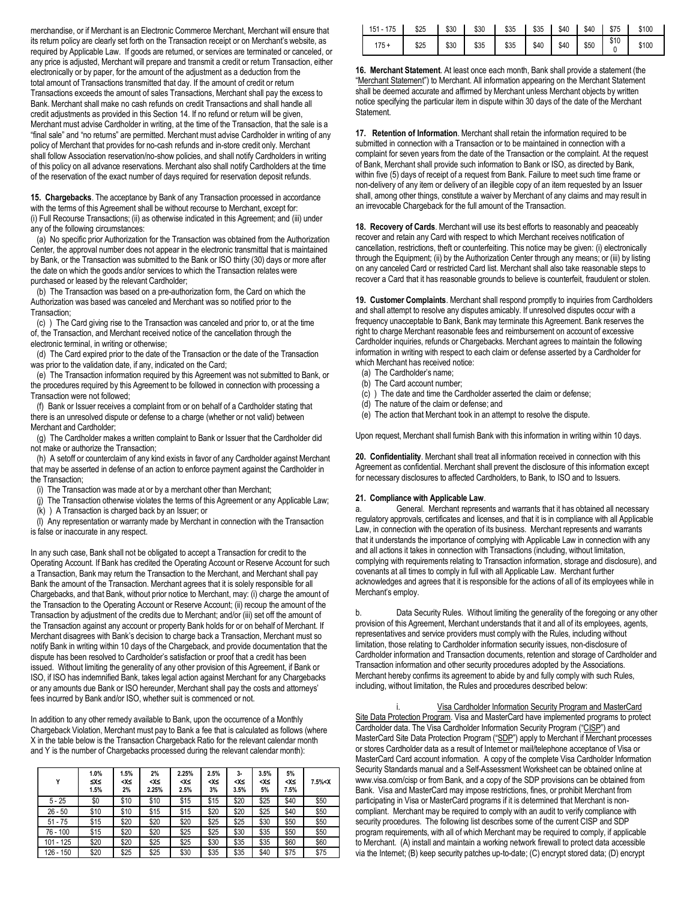merchandise, or if Merchant is an Electronic Commerce Merchant, Merchant will ensure that its return policy are clearly set forth on the Transaction receipt or on Merchant's website, as required by Applicable Law. If goods are returned, or services are terminated or canceled, or any price is adjusted, Merchant will prepare and transmit a credit or return Transaction, either electronically or by paper, for the amount of the adjustment as a deduction from the total amount of Transactions transmitted that day. If the amount of credit or return Transactions exceeds the amount of sales Transactions, Merchant shall pay the excess to Bank. Merchant shall make no cash refunds on credit Transactions and shall handle all credit adjustments as provided in this Section 14. If no refund or return will be given, Merchant must advise Cardholder in writing, at the time of the Transaction, that the sale is a "final sale" and "no returns" are permitted. Merchant must advise Cardholder in writing of any policy of Merchant that provides for no-cash refunds and in-store credit only. Merchant shall follow Association reservation/no-show policies, and shall notify Cardholders in writing of this policy on all advance reservations. Merchant also shall notify Cardholders at the time of the reservation of the exact number of days required for reservation deposit refunds.

**15. Chargebacks**. The acceptance by Bank of any Transaction processed in accordance with the terms of this Agreement shall be without recourse to Merchant, except for: (i) Full Recourse Transactions; (ii) as otherwise indicated in this Agreement; and (iii) under any of the following circumstances:

(a) No specific prior Authorization for the Transaction was obtained from the Authorization Center, the approval number does not appear in the electronic transmittal that is maintained by Bank, or the Transaction was submitted to the Bank or ISO thirty (30) days or more after the date on which the goods and/or services to which the Transaction relates were purchased or leased by the relevant Cardholder;

(b) The Transaction was based on a pre-authorization form, the Card on which the Authorization was based was canceled and Merchant was so notified prior to the Transaction;

(c) ) The Card giving rise to the Transaction was canceled and prior to, or at the time of, the Transaction, and Merchant received notice of the cancellation through the electronic terminal, in writing or otherwise;

(d) The Card expired prior to the date of the Transaction or the date of the Transaction was prior to the validation date, if any, indicated on the Card;

(e) The Transaction information required by this Agreement was not submitted to Bank, or the procedures required by this Agreement to be followed in connection with processing a Transaction were not followed;

(f) Bank or Issuer receives a complaint from or on behalf of a Cardholder stating that there is an unresolved dispute or defense to a charge (whether or not valid) between Merchant and Cardholder;

(g) The Cardholder makes a written complaint to Bank or Issuer that the Cardholder did not make or authorize the Transaction;

(h) A setoff or counterclaim of any kind exists in favor of any Cardholder against Merchant that may be asserted in defense of an action to enforce payment against the Cardholder in the Transaction;

(i) The Transaction was made at or by a merchant other than Merchant;

(j) The Transaction otherwise violates the terms of this Agreement or any Applicable Law;

(k) ) A Transaction is charged back by an Issuer; or

(l) Any representation or warranty made by Merchant in connection with the Transaction is false or inaccurate in any respect.

In any such case, Bank shall not be obligated to accept a Transaction for credit to the Operating Account. If Bank has credited the Operating Account or Reserve Account for such a Transaction, Bank may return the Transaction to the Merchant, and Merchant shall pay Bank the amount of the Transaction. Merchant agrees that it is solely responsible for all Chargebacks, and that Bank, without prior notice to Merchant, may: (i) charge the amount of the Transaction to the Operating Account or Reserve Account; (ii) recoup the amount of the Transaction by adjustment of the credits due to Merchant; and/or (iii) set off the amount of the Transaction against any account or property Bank holds for or on behalf of Merchant. If Merchant disagrees with Bank's decision to charge back a Transaction, Merchant must so notify Bank in writing within 10 days of the Chargeback, and provide documentation that the dispute has been resolved to Cardholder's satisfaction or proof that a credit has been issued. Without limiting the generality of any other provision of this Agreement, if Bank or ISO, if ISO has indemnified Bank, takes legal action against Merchant for any Chargebacks or any amounts due Bank or ISO hereunder, Merchant shall pay the costs and attorneys' fees incurred by Bank and/or ISO, whether suit is commenced or not.

In addition to any other remedy available to Bank, upon the occurrence of a Monthly Chargeback Violation, Merchant must pay to Bank a fee that is calculated as follows (where X in the table below is the Transaction Chargeback Ratio for the relevant calendar month and Y is the number of Chargebacks processed during the relevant calendar month):

| Y | 1.0% ≤X≤ 1.5% | 1.5% <X≤ 2% | 2% <X≤ 2.25% | 2.25% <X≤ 2.5% | 2.5% <X≤ 3% | 3- <X≤ 3.5% | 3.5% <X≤ 5% | 5% <X≤ 7.5% | 7.5%<X |
|---|---|---|---|---|---|---|---|---|---|
| 5 - 25 | $0 | $10 | $10 | $15 | $15 | $20 | $25 | $40 | $50 |
| 26 - 50 | $10 | $10 | $15 | $15 | $20 | $20 | $25 | $40 | $50 |
| 51 - 75 | $15 | $20 | $20 | $20 | $25 | $25 | $30 | $50 | $50 |
| 76 - 100 | $15 | $20 | $20 | $25 | $25 | $30 | $35 | $50 | $50 |
| 101 - 125 | $20 | $20 | $25 | $25 | $30 | $35 | $35 | $60 | $60 |
| 126 - 150 | $20 | $25 | $25 | $30 | $35 | $35 | $40 | $75 | $75 |
| 151 - 175 | $25 | $30 | $30 | $35 | $35 | $40 | $40 | $75 | $100 |
| 175 + | $25 | $30 | $35 | $35 | $40 | $40 | $50 | $100 | $100 |

**16. Merchant Statement**. At least once each month, Bank shall provide a statement (the "Merchant Statement") to Merchant. All information appearing on the Merchant Statement shall be deemed accurate and affirmed by Merchant unless Merchant objects by written notice specifying the particular item in dispute within 30 days of the date of the Merchant Statement.

**17. Retention of Information**. Merchant shall retain the information required to be submitted in connection with a Transaction or to be maintained in connection with a complaint for seven years from the date of the Transaction or the complaint. At the request of Bank, Merchant shall provide such information to Bank or ISO, as directed by Bank, within five (5) days of receipt of a request from Bank. Failure to meet such time frame or non-delivery of any item or delivery of an illegible copy of an item requested by an Issuer shall, among other things, constitute a waiver by Merchant of any claims and may result in an irrevocable Chargeback for the full amount of the Transaction.

**18. Recovery of Cards**. Merchant will use its best efforts to reasonably and peaceably recover and retain any Card with respect to which Merchant receives notification of cancellation, restrictions, theft or counterfeiting. This notice may be given: (i) electronically through the Equipment; (ii) by the Authorization Center through any means; or (iii) by listing on any canceled Card or restricted Card list. Merchant shall also take reasonable steps to recover a Card that it has reasonable grounds to believe is counterfeit, fraudulent or stolen.

**19. Customer Complaints**. Merchant shall respond promptly to inquiries from Cardholders and shall attempt to resolve any disputes amicably. If unresolved disputes occur with a frequency unacceptable to Bank, Bank may terminate this Agreement. Bank reserves the right to charge Merchant reasonable fees and reimbursement on account of excessive Cardholder inquiries, refunds or Chargebacks. Merchant agrees to maintain the following information in writing with respect to each claim or defense asserted by a Cardholder for which Merchant has received notice:

(a) The Cardholder's name;

(b) The Card account number;

(c) ) The date and time the Cardholder asserted the claim or defense;

(d) The nature of the claim or defense; and

(e) The action that Merchant took in an attempt to resolve the dispute.

Upon request, Merchant shall furnish Bank with this information in writing within 10 days.

**20. Confidentiality**. Merchant shall treat all information received in connection with this Agreement as confidential. Merchant shall prevent the disclosure of this information except for necessary disclosures to affected Cardholders, to Bank, to ISO and to Issuers.

**21. Compliance with Applicable Law**.

a. General. Merchant represents and warrants that it has obtained all necessary regulatory approvals, certificates and licenses, and that it is in compliance with all Applicable Law, in connection with the operation of its business. Merchant represents and warrants that it understands the importance of complying with Applicable Law in connection with any and all actions it takes in connection with Transactions (including, without limitation, complying with requirements relating to Transaction information, storage and disclosure), and covenants at all times to comply in full with all Applicable Law. Merchant further acknowledges and agrees that it is responsible for the actions of all of its employees while in Merchant's employ.

b. Data Security Rules. Without limiting the generality of the foregoing or any other provision of this Agreement, Merchant understands that it and all of its employees, agents, representatives and service providers must comply with the Rules, including without limitation, those relating to Cardholder information security issues, non-disclosure of Cardholder information and Transaction documents, retention and storage of Cardholder and Transaction information and other security procedures adopted by the Associations. Merchant hereby confirms its agreement to abide by and fully comply with such Rules, including, without limitation, the Rules and procedures described below:

i. Visa Cardholder Information Security Program and MasterCard Site Data Protection Program. Visa and MasterCard have implemented programs to protect Cardholder data. The Visa Cardholder Information Security Program ("CISP") and MasterCard Site Data Protection Program ("SDP") apply to Merchant if Merchant processes or stores Cardholder data as a result of Internet or mail/telephone acceptance of Visa or MasterCard Card account information. A copy of the complete Visa Cardholder Information Security Standards manual and a Self-Assessment Worksheet can be obtained online at www.visa.com/cisp or from Bank, and a copy of the SDP provisions can be obtained from Bank. Visa and MasterCard may impose restrictions, fines, or prohibit Merchant from participating in Visa or MasterCard programs if it is determined that Merchant is non-compliant. Merchant may be required to comply with an audit to verify compliance with security procedures. The following list describes some of the current CISP and SDP program requirements, with all of which Merchant may be required to comply, if applicable to Merchant. (A) install and maintain a working network firewall to protect data accessible via the Internet; (B) keep security patches up-to-date; (C) encrypt stored data; (D) encrypt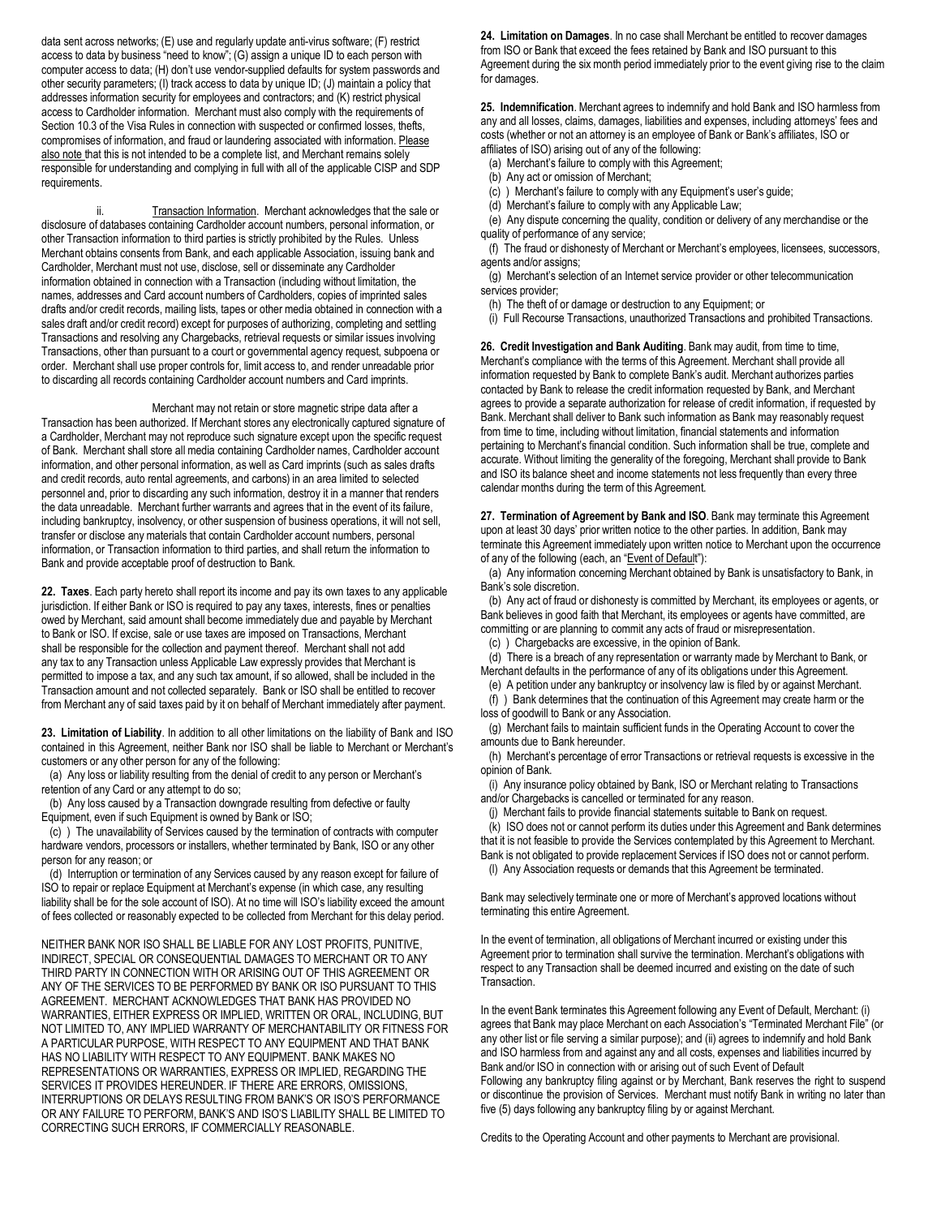data sent across networks; (E) use and regularly update anti-virus software; (F) restrict access to data by business "need to know"; (G) assign a unique ID to each person with computer access to data; (H) don't use vendor-supplied defaults for system passwords and other security parameters; (I) track access to data by unique ID; (J) maintain a policy that addresses information security for employees and contractors; and (K) restrict physical access to Cardholder information. Merchant must also comply with the requirements of Section 10.3 of the Visa Rules in connection with suspected or confirmed losses, thefts, compromises of information, and fraud or laundering associated with information. Please also note that this is not intended to be a complete list, and Merchant remains solely responsible for understanding and complying in full with all of the applicable CISP and SDP requirements.

ii. Transaction Information. Merchant acknowledges that the sale or disclosure of databases containing Cardholder account numbers, personal information, or other Transaction information to third parties is strictly prohibited by the Rules. Unless Merchant obtains consents from Bank, and each applicable Association, issuing bank and Cardholder, Merchant must not use, disclose, sell or disseminate any Cardholder information obtained in connection with a Transaction (including without limitation, the names, addresses and Card account numbers of Cardholders, copies of imprinted sales drafts and/or credit records, mailing lists, tapes or other media obtained in connection with a sales draft and/or credit record) except for purposes of authorizing, completing and settling Transactions and resolving any Chargebacks, retrieval requests or similar issues involving Transactions, other than pursuant to a court or governmental agency request, subpoena or order. Merchant shall use proper controls for, limit access to, and render unreadable prior to discarding all records containing Cardholder account numbers and Card imprints.

Merchant may not retain or store magnetic stripe data after a Transaction has been authorized. If Merchant stores any electronically captured signature of a Cardholder, Merchant may not reproduce such signature except upon the specific request of Bank. Merchant shall store all media containing Cardholder names, Cardholder account information, and other personal information, as well as Card imprints (such as sales drafts and credit records, auto rental agreements, and carbons) in an area limited to selected personnel and, prior to discarding any such information, destroy it in a manner that renders the data unreadable. Merchant further warrants and agrees that in the event of its failure, including bankruptcy, insolvency, or other suspension of business operations, it will not sell, transfer or disclose any materials that contain Cardholder account numbers, personal information, or Transaction information to third parties, and shall return the information to Bank and provide acceptable proof of destruction to Bank.

**22. Taxes**. Each party hereto shall report its income and pay its own taxes to any applicable jurisdiction. If either Bank or ISO is required to pay any taxes, interests, fines or penalties owed by Merchant, said amount shall become immediately due and payable by Merchant to Bank or ISO. If excise, sale or use taxes are imposed on Transactions, Merchant shall be responsible for the collection and payment thereof. Merchant shall not add any tax to any Transaction unless Applicable Law expressly provides that Merchant is permitted to impose a tax, and any such tax amount, if so allowed, shall be included in the Transaction amount and not collected separately. Bank or ISO shall be entitled to recover from Merchant any of said taxes paid by it on behalf of Merchant immediately after payment.

**23. Limitation of Liability**. In addition to all other limitations on the liability of Bank and ISO contained in this Agreement, neither Bank nor ISO shall be liable to Merchant or Merchant's customers or any other person for any of the following:

(a) Any loss or liability resulting from the denial of credit to any person or Merchant's retention of any Card or any attempt to do so;

(b) Any loss caused by a Transaction downgrade resulting from defective or faulty Equipment, even if such Equipment is owned by Bank or ISO;

(c) ) The unavailability of Services caused by the termination of contracts with computer hardware vendors, processors or installers, whether terminated by Bank, ISO or any other person for any reason; or

(d) Interruption or termination of any Services caused by any reason except for failure of ISO to repair or replace Equipment at Merchant's expense (in which case, any resulting liability shall be for the sole account of ISO). At no time will ISO's liability exceed the amount of fees collected or reasonably expected to be collected from Merchant for this delay period.

NEITHER BANK NOR ISO SHALL BE LIABLE FOR ANY LOST PROFITS, PUNITIVE, INDIRECT, SPECIAL OR CONSEQUENTIAL DAMAGES TO MERCHANT OR TO ANY THIRD PARTY IN CONNECTION WITH OR ARISING OUT OF THIS AGREEMENT OR ANY OF THE SERVICES TO BE PERFORMED BY BANK OR ISO PURSUANT TO THIS AGREEMENT. MERCHANT ACKNOWLEDGES THAT BANK HAS PROVIDED NO WARRANTIES, EITHER EXPRESS OR IMPLIED, WRITTEN OR ORAL, INCLUDING, BUT NOT LIMITED TO, ANY IMPLIED WARRANTY OF MERCHANTABILITY OR FITNESS FOR A PARTICULAR PURPOSE, WITH RESPECT TO ANY EQUIPMENT AND THAT BANK HAS NO LIABILITY WITH RESPECT TO ANY EQUIPMENT. BANK MAKES NO REPRESENTATIONS OR WARRANTIES, EXPRESS OR IMPLIED, REGARDING THE SERVICES IT PROVIDES HEREUNDER. IF THERE ARE ERRORS, OMISSIONS, INTERRUPTIONS OR DELAYS RESULTING FROM BANK'S OR ISO'S PERFORMANCE OR ANY FAILURE TO PERFORM, BANK'S AND ISO'S LIABILITY SHALL BE LIMITED TO CORRECTING SUCH ERRORS, IF COMMERCIALLY REASONABLE.

**24. Limitation on Damages**. In no case shall Merchant be entitled to recover damages from ISO or Bank that exceed the fees retained by Bank and ISO pursuant to this Agreement during the six month period immediately prior to the event giving rise to the claim for damages.

**25. Indemnification**. Merchant agrees to indemnify and hold Bank and ISO harmless from any and all losses, claims, damages, liabilities and expenses, including attorneys' fees and costs (whether or not an attorney is an employee of Bank or Bank's affiliates, ISO or affiliates of ISO) arising out of any of the following:

(a) Merchant's failure to comply with this Agreement;

(b) Any act or omission of Merchant;

(c) ) Merchant's failure to comply with any Equipment's user's guide;

(d) Merchant's failure to comply with any Applicable Law;

(e) Any dispute concerning the quality, condition or delivery of any merchandise or the quality of performance of any service;

(f) The fraud or dishonesty of Merchant or Merchant's employees, licensees, successors, agents and/or assigns;

(g) Merchant's selection of an Internet service provider or other telecommunication services provider;

(h) The theft of or damage or destruction to any Equipment; or

(i) Full Recourse Transactions, unauthorized Transactions and prohibited Transactions.

**26. Credit Investigation and Bank Auditing**. Bank may audit, from time to time, Merchant's compliance with the terms of this Agreement. Merchant shall provide all information requested by Bank to complete Bank's audit. Merchant authorizes parties contacted by Bank to release the credit information requested by Bank, and Merchant agrees to provide a separate authorization for release of credit information, if requested by Bank. Merchant shall deliver to Bank such information as Bank may reasonably request from time to time, including without limitation, financial statements and information pertaining to Merchant's financial condition. Such information shall be true, complete and accurate. Without limiting the generality of the foregoing, Merchant shall provide to Bank and ISO its balance sheet and income statements not less frequently than every three calendar months during the term of this Agreement.

**27. Termination of Agreement by Bank and ISO**. Bank may terminate this Agreement upon at least 30 days' prior written notice to the other parties. In addition, Bank may terminate this Agreement immediately upon written notice to Merchant upon the occurrence of any of the following (each, an "Event of Default"):

(a) Any information concerning Merchant obtained by Bank is unsatisfactory to Bank, in Bank's sole discretion.

(b) Any act of fraud or dishonesty is committed by Merchant, its employees or agents, or Bank believes in good faith that Merchant, its employees or agents have committed, are committing or are planning to commit any acts of fraud or misrepresentation.

(c) ) Chargebacks are excessive, in the opinion of Bank.

(d) There is a breach of any representation or warranty made by Merchant to Bank, or Merchant defaults in the performance of any of its obligations under this Agreement.

(e) A petition under any bankruptcy or insolvency law is filed by or against Merchant.

(f) ) Bank determines that the continuation of this Agreement may create harm or the loss of goodwill to Bank or any Association.

(g) Merchant fails to maintain sufficient funds in the Operating Account to cover the amounts due to Bank hereunder.

(h) Merchant's percentage of error Transactions or retrieval requests is excessive in the opinion of Bank.

(i) Any insurance policy obtained by Bank, ISO or Merchant relating to Transactions and/or Chargebacks is cancelled or terminated for any reason.

(j) Merchant fails to provide financial statements suitable to Bank on request.

(k) ISO does not or cannot perform its duties under this Agreement and Bank determines that it is not feasible to provide the Services contemplated by this Agreement to Merchant. Bank is not obligated to provide replacement Services if ISO does not or cannot perform.

(l) Any Association requests or demands that this Agreement be terminated.

Bank may selectively terminate one or more of Merchant's approved locations without terminating this entire Agreement.

In the event of termination, all obligations of Merchant incurred or existing under this Agreement prior to termination shall survive the termination. Merchant's obligations with respect to any Transaction shall be deemed incurred and existing on the date of such Transaction.

In the event Bank terminates this Agreement following any Event of Default, Merchant: (i) agrees that Bank may place Merchant on each Association's "Terminated Merchant File" (or any other list or file serving a similar purpose); and (ii) agrees to indemnify and hold Bank and ISO harmless from and against any and all costs, expenses and liabilities incurred by Bank and/or ISO in connection with or arising out of such Event of Default

Following any bankruptcy filing against or by Merchant, Bank reserves the right to suspend or discontinue the provision of Services. Merchant must notify Bank in writing no later than five (5) days following any bankruptcy filing by or against Merchant.

Credits to the Operating Account and other payments to Merchant are provisional.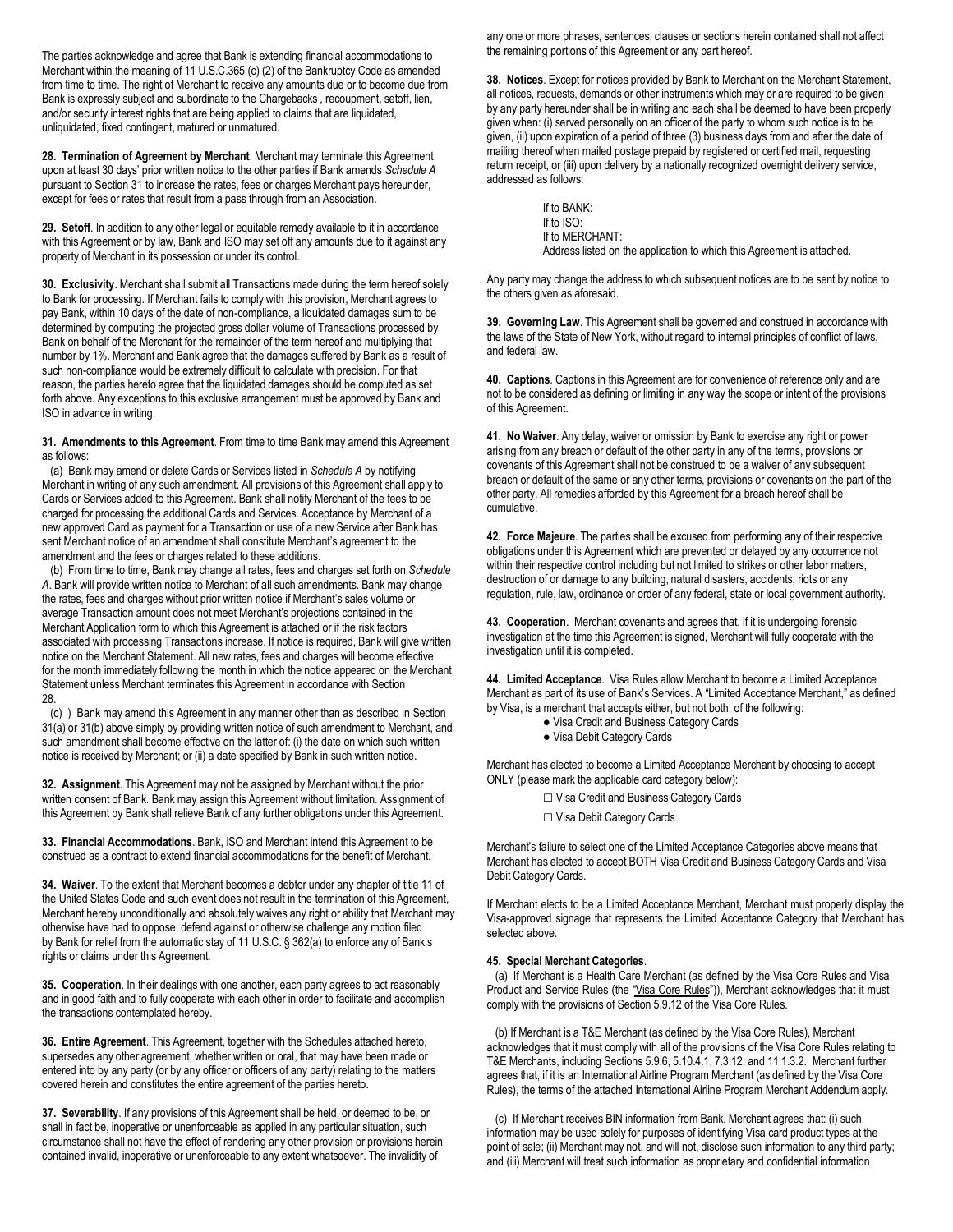The parties acknowledge and agree that Bank is extending financial accommodations to Merchant within the meaning of 11 U.S.C.365 (c) (2) of the Bankruptcy Code as amended from time to time. The right of Merchant to receive any amounts due or to become due from Bank is expressly subject and subordinate to the Chargebacks , recoupment, setoff, lien, and/or security interest rights that are being applied to claims that are liquidated, unliquidated, fixed contingent, matured or unmatured.

**28. Termination of Agreement by Merchant**. Merchant may terminate this Agreement upon at least 30 days' prior written notice to the other parties if Bank amends *Schedule A* pursuant to Section 31 to increase the rates, fees or charges Merchant pays hereunder, except for fees or rates that result from a pass through from an Association.

**29. Setoff**. In addition to any other legal or equitable remedy available to it in accordance with this Agreement or by law, Bank and ISO may set off any amounts due to it against any property of Merchant in its possession or under its control.

**30. Exclusivity**. Merchant shall submit all Transactions made during the term hereof solely to Bank for processing. If Merchant fails to comply with this provision, Merchant agrees to pay Bank, within 10 days of the date of non-compliance, a liquidated damages sum to be determined by computing the projected gross dollar volume of Transactions processed by Bank on behalf of the Merchant for the remainder of the term hereof and multiplying that number by 1%. Merchant and Bank agree that the damages suffered by Bank as a result of such non-compliance would be extremely difficult to calculate with precision. For that reason, the parties hereto agree that the liquidated damages should be computed as set forth above. Any exceptions to this exclusive arrangement must be approved by Bank and ISO in advance in writing.

**31. Amendments to this Agreement**. From time to time Bank may amend this Agreement as follows:

(a) Bank may amend or delete Cards or Services listed in *Schedule A* by notifying Merchant in writing of any such amendment. All provisions of this Agreement shall apply to Cards or Services added to this Agreement. Bank shall notify Merchant of the fees to be charged for processing the additional Cards and Services. Acceptance by Merchant of a new approved Card as payment for a Transaction or use of a new Service after Bank has sent Merchant notice of an amendment shall constitute Merchant's agreement to the amendment and the fees or charges related to these additions.

(b) From time to time, Bank may change all rates, fees and charges set forth on *Schedule A*. Bank will provide written notice to Merchant of all such amendments. Bank may change the rates, fees and charges without prior written notice if Merchant's sales volume or average Transaction amount does not meet Merchant's projections contained in the Merchant Application form to which this Agreement is attached or if the risk factors associated with processing Transactions increase. If notice is required, Bank will give written notice on the Merchant Statement. All new rates, fees and charges will become effective for the month immediately following the month in which the notice appeared on the Merchant Statement unless Merchant terminates this Agreement in accordance with Section 28.

(c) ) Bank may amend this Agreement in any manner other than as described in Section 31(a) or 31(b) above simply by providing written notice of such amendment to Merchant, and such amendment shall become effective on the latter of: (i) the date on which such written notice is received by Merchant; or (ii) a date specified by Bank in such written notice.

**32. Assignment**. This Agreement may not be assigned by Merchant without the prior written consent of Bank. Bank may assign this Agreement without limitation. Assignment of this Agreement by Bank shall relieve Bank of any further obligations under this Agreement.

**33. Financial Accommodations**. Bank, ISO and Merchant intend this Agreement to be construed as a contract to extend financial accommodations for the benefit of Merchant.

**34. Waiver**. To the extent that Merchant becomes a debtor under any chapter of title 11 of the United States Code and such event does not result in the termination of this Agreement, Merchant hereby unconditionally and absolutely waives any right or ability that Merchant may otherwise have had to oppose, defend against or otherwise challenge any motion filed by Bank for relief from the automatic stay of 11 U.S.C. § 362(a) to enforce any of Bank's rights or claims under this Agreement.

**35. Cooperation**. In their dealings with one another, each party agrees to act reasonably and in good faith and to fully cooperate with each other in order to facilitate and accomplish the transactions contemplated hereby.

**36. Entire Agreement**. This Agreement, together with the Schedules attached hereto, supersedes any other agreement, whether written or oral, that may have been made or entered into by any party (or by any officer or officers of any party) relating to the matters covered herein and constitutes the entire agreement of the parties hereto.

**37. Severability**. If any provisions of this Agreement shall be held, or deemed to be, or shall in fact be, inoperative or unenforceable as applied in any particular situation, such circumstance shall not have the effect of rendering any other provision or provisions herein contained invalid, inoperative or unenforceable to any extent whatsoever. The invalidity of any one or more phrases, sentences, clauses or sections herein contained shall not affect the remaining portions of this Agreement or any part hereof.

**38. Notices**. Except for notices provided by Bank to Merchant on the Merchant Statement, all notices, requests, demands or other instruments which may or are required to be given by any party hereunder shall be in writing and each shall be deemed to have been properly given when: (i) served personally on an officer of the party to whom such notice is to be given, (ii) upon expiration of a period of three (3) business days from and after the date of mailing thereof when mailed postage prepaid by registered or certified mail, requesting return receipt, or (iii) upon delivery by a nationally recognized overnight delivery service, addressed as follows:

If to BANK:
If to ISO:
If to MERCHANT:
Address listed on the application to which this Agreement is attached.

Any party may change the address to which subsequent notices are to be sent by notice to the others given as aforesaid.

**39. Governing Law**. This Agreement shall be governed and construed in accordance with the laws of the State of New York, without regard to internal principles of conflict of laws, and federal law.

**40. Captions**. Captions in this Agreement are for convenience of reference only and are not to be considered as defining or limiting in any way the scope or intent of the provisions of this Agreement.

**41. No Waiver**. Any delay, waiver or omission by Bank to exercise any right or power arising from any breach or default of the other party in any of the terms, provisions or covenants of this Agreement shall not be construed to be a waiver of any subsequent breach or default of the same or any other terms, provisions or covenants on the part of the other party. All remedies afforded by this Agreement for a breach hereof shall be cumulative.

**42. Force Majeure**. The parties shall be excused from performing any of their respective obligations under this Agreement which are prevented or delayed by any occurrence not within their respective control including but not limited to strikes or other labor matters, destruction of or damage to any building, natural disasters, accidents, riots or any regulation, rule, law, ordinance or order of any federal, state or local government authority.

**43. Cooperation**. Merchant covenants and agrees that, if it is undergoing forensic investigation at the time this Agreement is signed, Merchant will fully cooperate with the investigation until it is completed.

**44. Limited Acceptance**. Visa Rules allow Merchant to become a Limited Acceptance Merchant as part of its use of Bank's Services. A "Limited Acceptance Merchant," as defined by Visa, is a merchant that accepts either, but not both, of the following:

- Visa Credit and Business Category Cards
- Visa Debit Category Cards

Merchant has elected to become a Limited Acceptance Merchant by choosing to accept ONLY (please mark the applicable card category below):

☐ Visa Credit and Business Category Cards

☐ Visa Debit Category Cards

Merchant's failure to select one of the Limited Acceptance Categories above means that Merchant has elected to accept BOTH Visa Credit and Business Category Cards and Visa Debit Category Cards.

If Merchant elects to be a Limited Acceptance Merchant, Merchant must properly display the Visa-approved signage that represents the Limited Acceptance Category that Merchant has selected above.

**45. Special Merchant Categories**.

(a) If Merchant is a Health Care Merchant (as defined by the Visa Core Rules and Visa Product and Service Rules (the "Visa Core Rules")), Merchant acknowledges that it must comply with the provisions of Section 5.9.12 of the Visa Core Rules.

(b) If Merchant is a T&E Merchant (as defined by the Visa Core Rules), Merchant acknowledges that it must comply with all of the provisions of the Visa Core Rules relating to T&E Merchants, including Sections 5.9.6, 5.10.4.1, 7.3.12, and 11.1.3.2. Merchant further agrees that, if it is an International Airline Program Merchant (as defined by the Visa Core Rules), the terms of the attached International Airline Program Merchant Addendum apply.

(c) If Merchant receives BIN information from Bank, Merchant agrees that: (i) such information may be used solely for purposes of identifying Visa card product types at the point of sale; (ii) Merchant may not, and will not, disclose such information to any third party; and (iii) Merchant will treat such information as proprietary and confidential information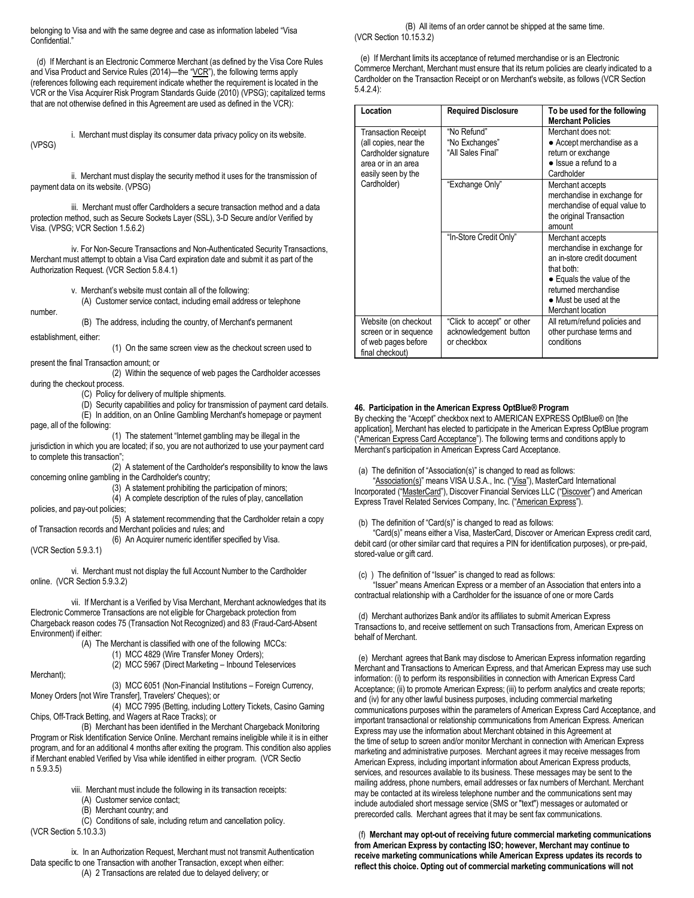belonging to Visa and with the same degree and case as information labeled "Visa Confidential."

(d) If Merchant is an Electronic Commerce Merchant (as defined by the Visa Core Rules and Visa Product and Service Rules (2014)—the "VCR"), the following terms apply (references following each requirement indicate whether the requirement is located in the VCR or the Visa Acquirer Risk Program Standards Guide (2010) (VPSG); capitalized terms that are not otherwise defined in this Agreement are used as defined in the VCR):

i. Merchant must display its consumer data privacy policy on its website. (VPSG)

ii. Merchant must display the security method it uses for the transmission of payment data on its website. (VPSG)

iii. Merchant must offer Cardholders a secure transaction method and a data protection method, such as Secure Sockets Layer (SSL), 3-D Secure and/or Verified by Visa. (VPSG; VCR Section 1.5.6.2)

iv. For Non-Secure Transactions and Non-Authenticated Security Transactions, Merchant must attempt to obtain a Visa Card expiration date and submit it as part of the Authorization Request. (VCR Section 5.8.4.1)

v. Merchant's website must contain all of the following:

(A) Customer service contact, including email address or telephone number.

(B) The address, including the country, of Merchant's permanent establishment, either:

(1) On the same screen view as the checkout screen used to present the final Transaction amount; or

(2) Within the sequence of web pages the Cardholder accesses during the checkout process.

(C) Policy for delivery of multiple shipments.

(D) Security capabilities and policy for transmission of payment card details.

(E) In addition, on an Online Gambling Merchant's homepage or payment page, all of the following:

(1) The statement "Internet gambling may be illegal in the jurisdiction in which you are located; if so, you are not authorized to use your payment card to complete this transaction";

(2) A statement of the Cardholder's responsibility to know the laws concerning online gambling in the Cardholder's country;

(3) A statement prohibiting the participation of minors;

(4) A complete description of the rules of play, cancellation policies, and pay-out policies;

(5) A statement recommending that the Cardholder retain a copy of Transaction records and Merchant policies and rules; and

(6) An Acquirer numeric identifier specified by Visa.

(VCR Section 5.9.3.1)

vi. Merchant must not display the full Account Number to the Cardholder online. (VCR Section 5.9.3.2)

vii. If Merchant is a Verified by Visa Merchant, Merchant acknowledges that its Electronic Commerce Transactions are not eligible for Chargeback protection from Chargeback reason codes 75 (Transaction Not Recognized) and 83 (Fraud-Card-Absent Environment) if either:

(A) The Merchant is classified with one of the following MCCs:

(1) MCC 4829 (Wire Transfer Money Orders);

(2) MCC 5967 (Direct Marketing – Inbound Teleservices Merchant);

(3) MCC 6051 (Non-Financial Institutions – Foreign Currency, Money Orders [not Wire Transfer], Travelers' Cheques); or

(4) MCC 7995 (Betting, including Lottery Tickets, Casino Gaming Chips, Off-Track Betting, and Wagers at Race Tracks); or

(B) Merchant has been identified in the Merchant Chargeback Monitoring Program or Risk Identification Service Online. Merchant remains ineligible while it is in either program, and for an additional 4 months after exiting the program. This condition also applies if Merchant enabled Verified by Visa while identified in either program. (VCR Section 5.9.3.5)

viii. Merchant must include the following in its transaction receipts:

(A) Customer service contact;

(B) Merchant country; and

(C) Conditions of sale, including return and cancellation policy.

(VCR Section 5.10.3.3)

ix. In an Authorization Request, Merchant must not transmit Authentication Data specific to one Transaction with another Transaction, except when either:

(A) 2 Transactions are related due to delayed delivery; or

(B) All items of an order cannot be shipped at the same time.

(VCR Section 10.15.3.2)

(e) If Merchant limits its acceptance of returned merchandise or is an Electronic Commerce Merchant, Merchant must ensure that its return policies are clearly indicated to a Cardholder on the Transaction Receipt or on Merchant's website, as follows (VCR Section 5.4.2.4):

| Location | Required Disclosure | To be used for the following Merchant Policies |
|---|---|---|
| Transaction Receipt (all copies, near the Cardholder signature area or in an area easily seen by the Cardholder) | "No Refund" "No Exchanges" "All Sales Final" | Merchant does not: ● Accept merchandise as a return or exchange ● Issue a refund to a Cardholder |
| | "Exchange Only" | Merchant accepts merchandise in exchange for merchandise of equal value to the original Transaction amount |
| | "In-Store Credit Only" | Merchant accepts merchandise in exchange for an in-store credit document that both: ● Equals the value of the returned merchandise ● Must be used at the Merchant location |
| Website (on checkout screen or in sequence of web pages before final checkout) | "Click to accept" or other acknowledgement button or checkbox | All return/refund policies and other purchase terms and conditions |

**46. Participation in the American Express OptBlue® Program**

By checking the "Accept" checkbox next to AMERICAN EXPRESS OptBlue® on [the application], Merchant has elected to participate in the American Express OptBlue program ("American Express Card Acceptance"). The following terms and conditions apply to Merchant's participation in American Express Card Acceptance.

(a) The definition of "Association(s)" is changed to read as follows:

"Association(s)" means VISA U.S.A., Inc. ("Visa"), MasterCard International Incorporated ("MasterCard"), Discover Financial Services LLC ("Discover") and American Express Travel Related Services Company, Inc. ("American Express").

(b) The definition of "Card(s)" is changed to read as follows:

"Card(s)" means either a Visa, MasterCard, Discover or American Express credit card, debit card (or other similar card that requires a PIN for identification purposes), or pre-paid, stored-value or gift card.

(c) ) The definition of "Issuer" is changed to read as follows:

"Issuer" means American Express or a member of an Association that enters into a contractual relationship with a Cardholder for the issuance of one or more Cards

(d) Merchant authorizes Bank and/or its affiliates to submit American Express Transactions to, and receive settlement on such Transactions from, American Express on behalf of Merchant.

(e) Merchant agrees that Bank may disclose to American Express information regarding Merchant and Transactions to American Express, and that American Express may use such information: (i) to perform its responsibilities in connection with American Express Card Acceptance; (ii) to promote American Express; (iii) to perform analytics and create reports; and (iv) for any other lawful business purposes, including commercial marketing communications purposes within the parameters of American Express Card Acceptance, and important transactional or relationship communications from American Express. American Express may use the information about Merchant obtained in this Agreement at the time of setup to screen and/or monitor Merchant in connection with American Express marketing and administrative purposes. Merchant agrees it may receive messages from American Express, including important information about American Express products, services, and resources available to its business. These messages may be sent to the mailing address, phone numbers, email addresses or fax numbers of Merchant. Merchant may be contacted at its wireless telephone number and the communications sent may include autodialed short message service (SMS or "text") messages or automated or prerecorded calls. Merchant agrees that it may be sent fax communications.

(f) **Merchant may opt-out of receiving future commercial marketing communications from American Express by contacting ISO; however, Merchant may continue to receive marketing communications while American Express updates its records to reflect this choice. Opting out of commercial marketing communications will not**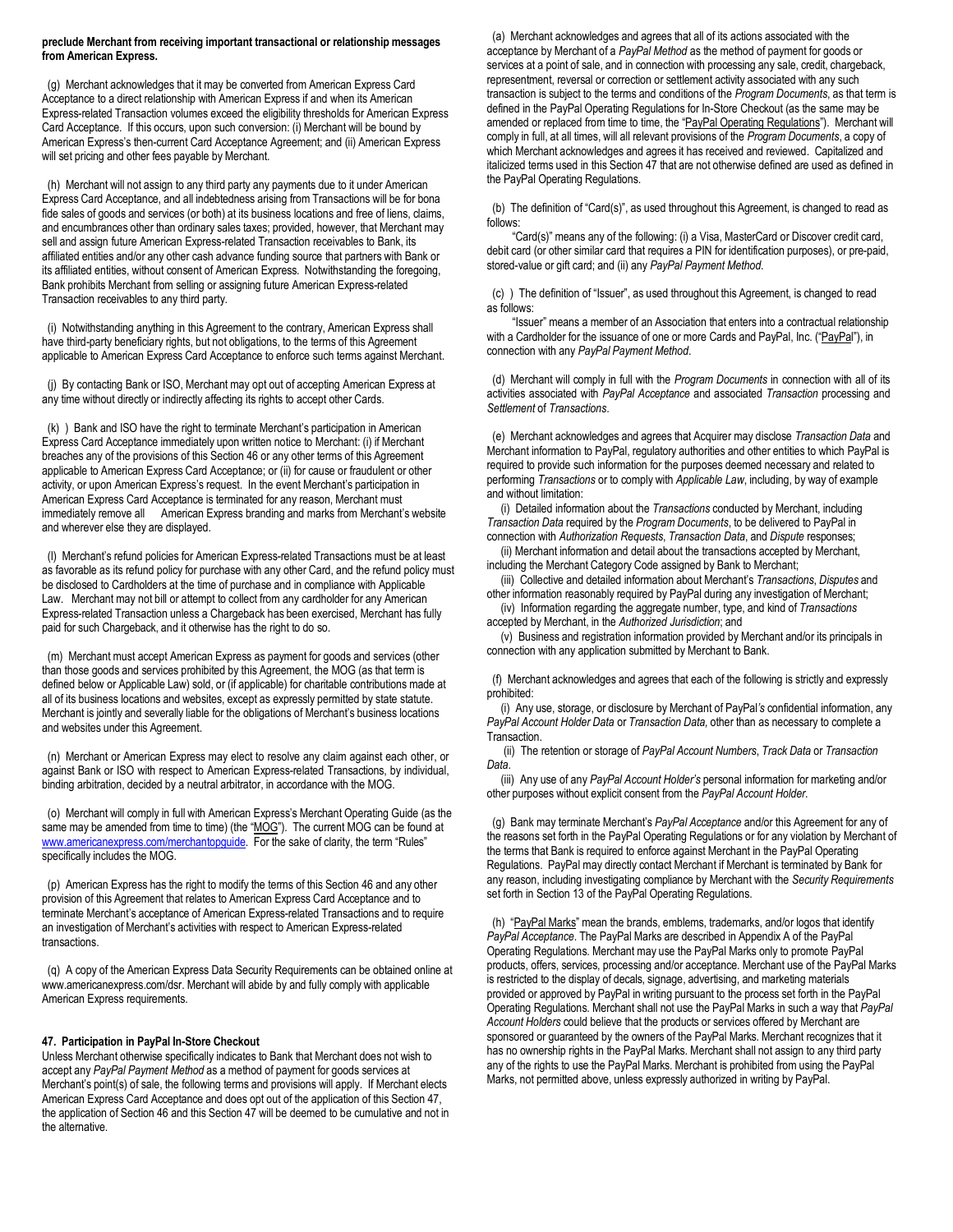**preclude Merchant from receiving important transactional or relationship messages from American Express.**

(g) Merchant acknowledges that it may be converted from American Express Card Acceptance to a direct relationship with American Express if and when its American Express-related Transaction volumes exceed the eligibility thresholds for American Express Card Acceptance. If this occurs, upon such conversion: (i) Merchant will be bound by American Express's then-current Card Acceptance Agreement; and (ii) American Express will set pricing and other fees payable by Merchant.

(h) Merchant will not assign to any third party any payments due to it under American Express Card Acceptance, and all indebtedness arising from Transactions will be for bona fide sales of goods and services (or both) at its business locations and free of liens, claims, and encumbrances other than ordinary sales taxes; provided, however, that Merchant may sell and assign future American Express-related Transaction receivables to Bank, its affiliated entities and/or any other cash advance funding source that partners with Bank or its affiliated entities, without consent of American Express. Notwithstanding the foregoing, Bank prohibits Merchant from selling or assigning future American Express-related Transaction receivables to any third party.

(i) Notwithstanding anything in this Agreement to the contrary, American Express shall have third-party beneficiary rights, but not obligations, to the terms of this Agreement applicable to American Express Card Acceptance to enforce such terms against Merchant.

(j) By contacting Bank or ISO, Merchant may opt out of accepting American Express at any time without directly or indirectly affecting its rights to accept other Cards.

(k) ) Bank and ISO have the right to terminate Merchant's participation in American Express Card Acceptance immediately upon written notice to Merchant: (i) if Merchant breaches any of the provisions of this Section 46 or any other terms of this Agreement applicable to American Express Card Acceptance; or (ii) for cause or fraudulent or other activity, or upon American Express's request. In the event Merchant's participation in American Express Card Acceptance is terminated for any reason, Merchant must immediately remove all American Express branding and marks from Merchant's website and wherever else they are displayed.

(l) Merchant's refund policies for American Express-related Transactions must be at least as favorable as its refund policy for purchase with any other Card, and the refund policy must be disclosed to Cardholders at the time of purchase and in compliance with Applicable Law. Merchant may not bill or attempt to collect from any cardholder for any American Express-related Transaction unless a Chargeback has been exercised, Merchant has fully paid for such Chargeback, and it otherwise has the right to do so.

(m) Merchant must accept American Express as payment for goods and services (other than those goods and services prohibited by this Agreement, the MOG (as that term is defined below or Applicable Law) sold, or (if applicable) for charitable contributions made at all of its business locations and websites, except as expressly permitted by state statute. Merchant is jointly and severally liable for the obligations of Merchant's business locations and websites under this Agreement.

(n) Merchant or American Express may elect to resolve any claim against each other, or against Bank or ISO with respect to American Express-related Transactions, by individual, binding arbitration, decided by a neutral arbitrator, in accordance with the MOG.

(o) Merchant will comply in full with American Express's Merchant Operating Guide (as the same may be amended from time to time) (the "MOG"). The current MOG can be found at www.americanexpress.com/merchantopguide. For the sake of clarity, the term "Rules" specifically includes the MOG.

(p) American Express has the right to modify the terms of this Section 46 and any other provision of this Agreement that relates to American Express Card Acceptance and to terminate Merchant's acceptance of American Express-related Transactions and to require an investigation of Merchant's activities with respect to American Express-related transactions.

(q) A copy of the American Express Data Security Requirements can be obtained online at www.americanexpress.com/dsr. Merchant will abide by and fully comply with applicable American Express requirements.

**47. Participation in PayPal In-Store Checkout**

Unless Merchant otherwise specifically indicates to Bank that Merchant does not wish to accept any *PayPal Payment Method* as a method of payment for goods services at Merchant's point(s) of sale, the following terms and provisions will apply. If Merchant elects American Express Card Acceptance and does opt out of the application of this Section 47, the application of Section 46 and this Section 47 will be deemed to be cumulative and not in the alternative.

(a) Merchant acknowledges and agrees that all of its actions associated with the acceptance by Merchant of a *PayPal Method* as the method of payment for goods or services at a point of sale, and in connection with processing any sale, credit, chargeback, representment, reversal or correction or settlement activity associated with any such transaction is subject to the terms and conditions of the *Program Documents*, as that term is defined in the PayPal Operating Regulations for In-Store Checkout (as the same may be amended or replaced from time to time, the "PayPal Operating Regulations"). Merchant will comply in full, at all times, will all relevant provisions of the *Program Documents*, a copy of which Merchant acknowledges and agrees it has received and reviewed. Capitalized and italicized terms used in this Section 47 that are not otherwise defined are used as defined in the PayPal Operating Regulations.

(b) The definition of "Card(s)", as used throughout this Agreement, is changed to read as follows:

"Card(s)" means any of the following: (i) a Visa, MasterCard or Discover credit card, debit card (or other similar card that requires a PIN for identification purposes), or pre-paid, stored-value or gift card; and (ii) any *PayPal Payment Method*.

(c) ) The definition of "Issuer", as used throughout this Agreement, is changed to read as follows:

"Issuer" means a member of an Association that enters into a contractual relationship with a Cardholder for the issuance of one or more Cards and PayPal, Inc. ("PayPal"), in connection with any *PayPal Payment Method*.

(d) Merchant will comply in full with the *Program Documents* in connection with all of its activities associated with *PayPal Acceptance* and associated *Transaction* processing and *Settlement* of *Transactions*.

(e) Merchant acknowledges and agrees that Acquirer may disclose *Transaction Data* and Merchant information to PayPal, regulatory authorities and other entities to which PayPal is required to provide such information for the purposes deemed necessary and related to performing *Transactions* or to comply with *Applicable Law*, including, by way of example and without limitation:

(i) Detailed information about the *Transactions* conducted by Merchant, including *Transaction Data* required by the *Program Documents*, to be delivered to PayPal in connection with *Authorization Requests*, *Transaction Data*, and *Dispute* responses;

(ii) Merchant information and detail about the transactions accepted by Merchant, including the Merchant Category Code assigned by Bank to Merchant;

(iii) Collective and detailed information about Merchant's *Transactions*, *Disputes* and other information reasonably required by PayPal during any investigation of Merchant;

(iv) Information regarding the aggregate number, type, and kind of *Transactions* accepted by Merchant, in the *Authorized Jurisdiction*; and

(v) Business and registration information provided by Merchant and/or its principals in connection with any application submitted by Merchant to Bank.

(f) Merchant acknowledges and agrees that each of the following is strictly and expressly prohibited:

(i) Any use, storage, or disclosure by Merchant of PayPal*'s* confidential information, any *PayPal Account Holder Data* or *Transaction Data,* other than as necessary to complete a Transaction.

(ii) The retention or storage of *PayPal Account Numbers*, *Track Data* or *Transaction Data*.

(iii) Any use of any *PayPal Account Holder's* personal information for marketing and/or other purposes without explicit consent from the *PayPal Account Holder*.

(g) Bank may terminate Merchant's *PayPal Acceptance* and/or this Agreement for any of the reasons set forth in the PayPal Operating Regulations or for any violation by Merchant of the terms that Bank is required to enforce against Merchant in the PayPal Operating Regulations. PayPal may directly contact Merchant if Merchant is terminated by Bank for any reason, including investigating compliance by Merchant with the *Security Requirements* set forth in Section 13 of the PayPal Operating Regulations.

(h) "PayPal Marks" mean the brands, emblems, trademarks, and/or logos that identify *PayPal Acceptance*. The PayPal Marks are described in Appendix A of the PayPal Operating Regulations. Merchant may use the PayPal Marks only to promote PayPal products, offers, services, processing and/or acceptance. Merchant use of the PayPal Marks is restricted to the display of decals, signage, advertising, and marketing materials provided or approved by PayPal in writing pursuant to the process set forth in the PayPal Operating Regulations. Merchant shall not use the PayPal Marks in such a way that *PayPal Account Holders* could believe that the products or services offered by Merchant are sponsored or guaranteed by the owners of the PayPal Marks. Merchant recognizes that it has no ownership rights in the PayPal Marks. Merchant shall not assign to any third party any of the rights to use the PayPal Marks. Merchant is prohibited from using the PayPal Marks, not permitted above, unless expressly authorized in writing by PayPal.